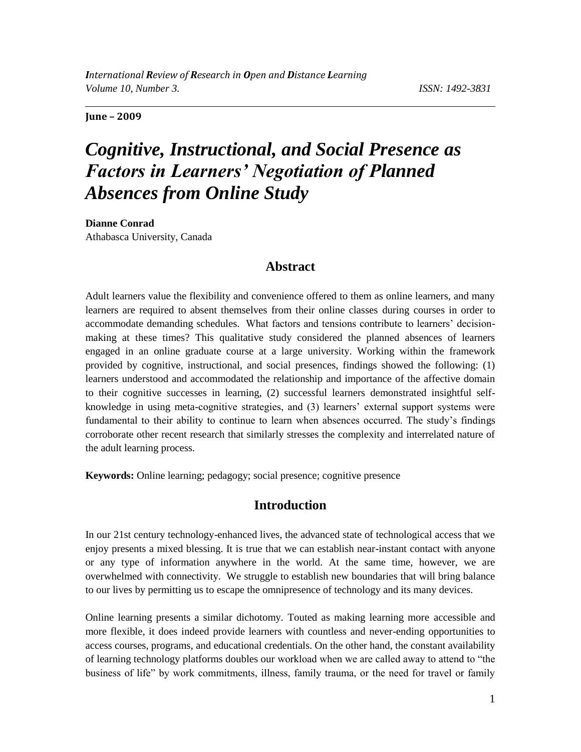**June – 2009**

# *Cognitive, Instructional, and Social Presence as Factors in Learners' Negotiation of Planned Absences from Online Study*

**Dianne Conrad**
Athabasca University, Canada

## Abstract

Adult learners value the flexibility and convenience offered to them as online learners, and many learners are required to absent themselves from their online classes during courses in order to accommodate demanding schedules. What factors and tensions contribute to learners' decision-making at these times? This qualitative study considered the planned absences of learners engaged in an online graduate course at a large university. Working within the framework provided by cognitive, instructional, and social presences, findings showed the following: (1) learners understood and accommodated the relationship and importance of the affective domain to their cognitive successes in learning, (2) successful learners demonstrated insightful self-knowledge in using meta-cognitive strategies, and (3) learners' external support systems were fundamental to their ability to continue to learn when absences occurred. The study's findings corroborate other recent research that similarly stresses the complexity and interrelated nature of the adult learning process.

**Keywords:** Online learning; pedagogy; social presence; cognitive presence

## Introduction

In our 21st century technology-enhanced lives, the advanced state of technological access that we enjoy presents a mixed blessing. It is true that we can establish near-instant contact with anyone or any type of information anywhere in the world. At the same time, however, we are overwhelmed with connectivity. We struggle to establish new boundaries that will bring balance to our lives by permitting us to escape the omnipresence of technology and its many devices.

Online learning presents a similar dichotomy. Touted as making learning more accessible and more flexible, it does indeed provide learners with countless and never-ending opportunities to access courses, programs, and educational credentials. On the other hand, the constant availability of learning technology platforms doubles our workload when we are called away to attend to "the business of life" by work commitments, illness, family trauma, or the need for travel or family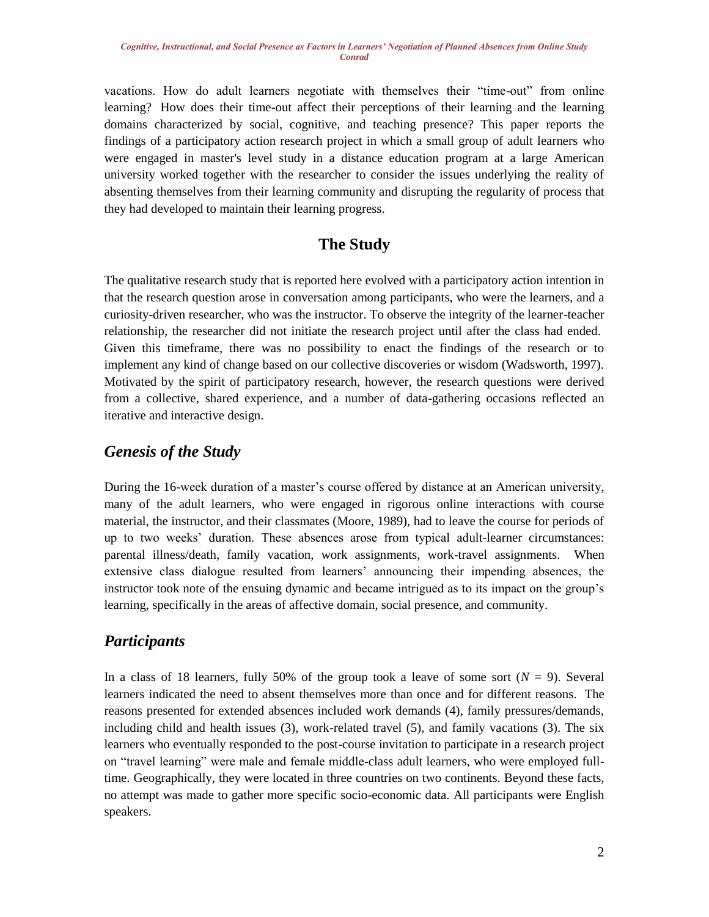vacations. How do adult learners negotiate with themselves their "time-out" from online learning? How does their time-out affect their perceptions of their learning and the learning domains characterized by social, cognitive, and teaching presence? This paper reports the findings of a participatory action research project in which a small group of adult learners who were engaged in master's level study in a distance education program at a large American university worked together with the researcher to consider the issues underlying the reality of absenting themselves from their learning community and disrupting the regularity of process that they had developed to maintain their learning progress.

## The Study

The qualitative research study that is reported here evolved with a participatory action intention in that the research question arose in conversation among participants, who were the learners, and a curiosity-driven researcher, who was the instructor. To observe the integrity of the learner-teacher relationship, the researcher did not initiate the research project until after the class had ended. Given this timeframe, there was no possibility to enact the findings of the research or to implement any kind of change based on our collective discoveries or wisdom (Wadsworth, 1997). Motivated by the spirit of participatory research, however, the research questions were derived from a collective, shared experience, and a number of data-gathering occasions reflected an iterative and interactive design.

### *Genesis of the Study*

During the 16-week duration of a master's course offered by distance at an American university, many of the adult learners, who were engaged in rigorous online interactions with course material, the instructor, and their classmates (Moore, 1989), had to leave the course for periods of up to two weeks' duration. These absences arose from typical adult-learner circumstances: parental illness/death, family vacation, work assignments, work-travel assignments. When extensive class dialogue resulted from learners' announcing their impending absences, the instructor took note of the ensuing dynamic and became intrigued as to its impact on the group's learning, specifically in the areas of affective domain, social presence, and community.

### *Participants*

In a class of 18 learners, fully 50% of the group took a leave of some sort ($N$ = 9). Several learners indicated the need to absent themselves more than once and for different reasons. The reasons presented for extended absences included work demands (4), family pressures/demands, including child and health issues (3), work-related travel (5), and family vacations (3). The six learners who eventually responded to the post-course invitation to participate in a research project on "travel learning" were male and female middle-class adult learners, who were employed full-time. Geographically, they were located in three countries on two continents. Beyond these facts, no attempt was made to gather more specific socio-economic data. All participants were English speakers.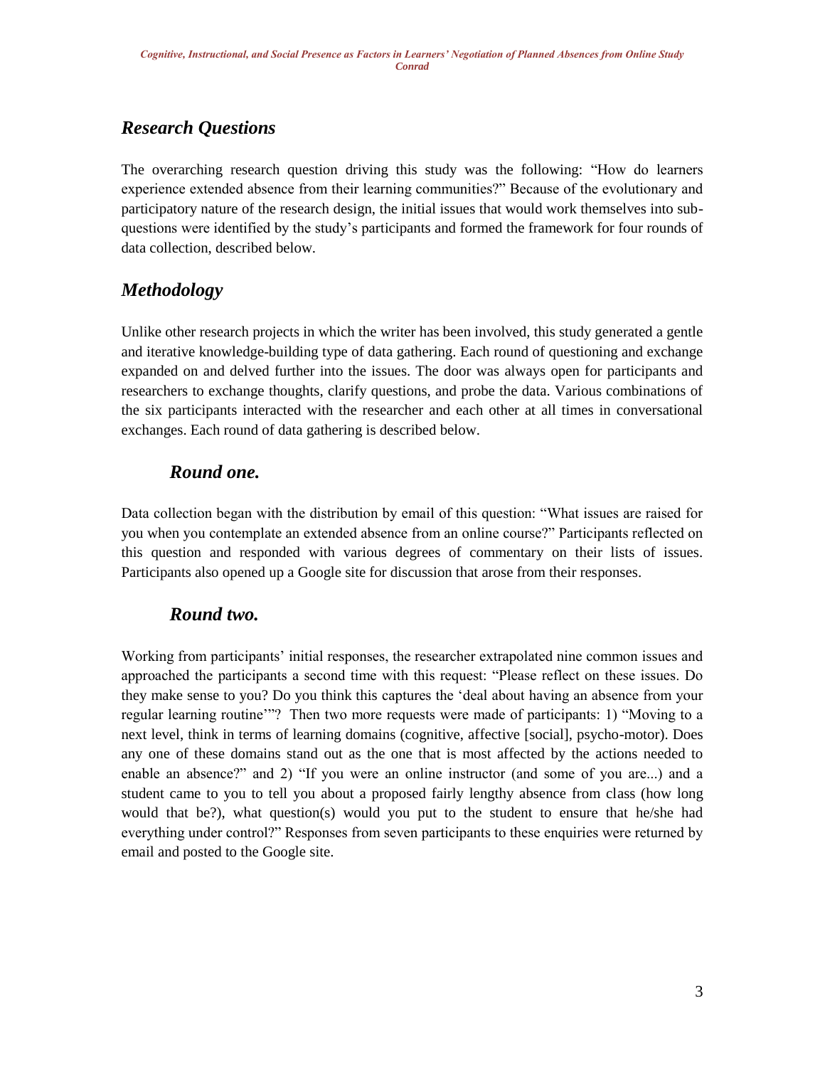## *Research Questions*

The overarching research question driving this study was the following: "How do learners experience extended absence from their learning communities?" Because of the evolutionary and participatory nature of the research design, the initial issues that would work themselves into sub-questions were identified by the study's participants and formed the framework for four rounds of data collection, described below.

## *Methodology*

Unlike other research projects in which the writer has been involved, this study generated a gentle and iterative knowledge-building type of data gathering. Each round of questioning and exchange expanded on and delved further into the issues. The door was always open for participants and researchers to exchange thoughts, clarify questions, and probe the data. Various combinations of the six participants interacted with the researcher and each other at all times in conversational exchanges. Each round of data gathering is described below.

### *Round one.*

Data collection began with the distribution by email of this question: "What issues are raised for you when you contemplate an extended absence from an online course?" Participants reflected on this question and responded with various degrees of commentary on their lists of issues. Participants also opened up a Google site for discussion that arose from their responses.

### *Round two.*

Working from participants' initial responses, the researcher extrapolated nine common issues and approached the participants a second time with this request: "Please reflect on these issues. Do they make sense to you? Do you think this captures the 'deal about having an absence from your regular learning routine'"? Then two more requests were made of participants: 1) "Moving to a next level, think in terms of learning domains (cognitive, affective [social], psycho-motor). Does any one of these domains stand out as the one that is most affected by the actions needed to enable an absence?" and 2) "If you were an online instructor (and some of you are...) and a student came to you to tell you about a proposed fairly lengthy absence from class (how long would that be?), what question(s) would you put to the student to ensure that he/she had everything under control?" Responses from seven participants to these enquiries were returned by email and posted to the Google site.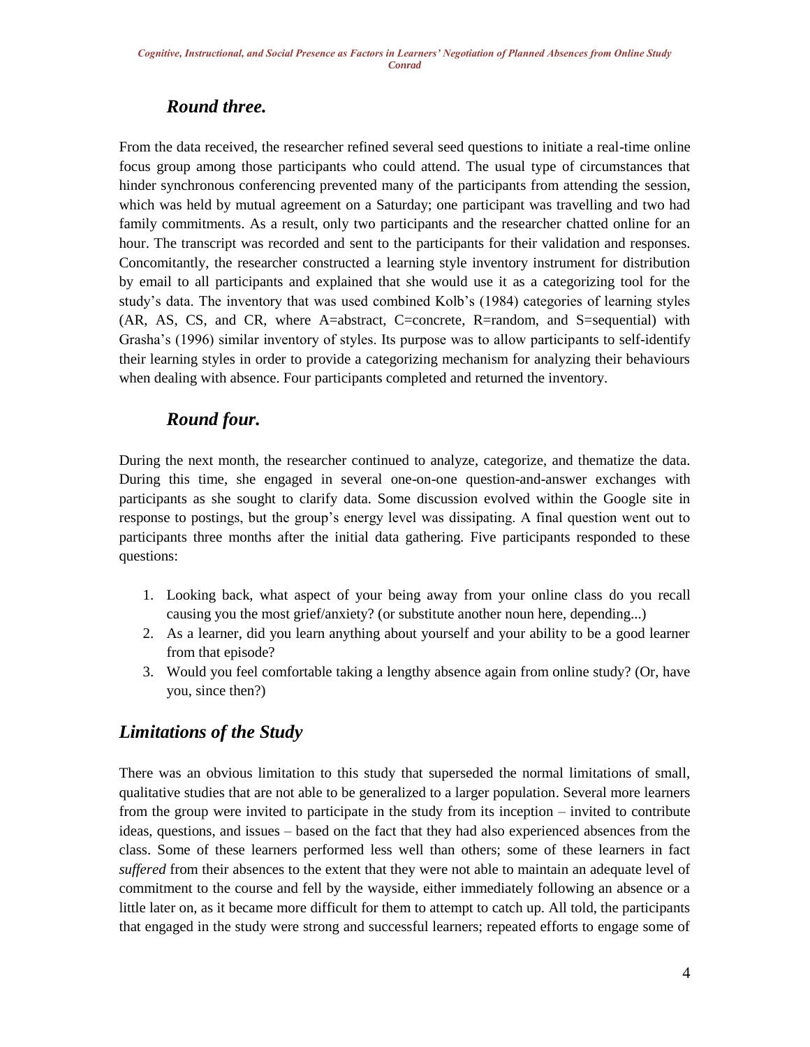### *Round three.*

From the data received, the researcher refined several seed questions to initiate a real-time online focus group among those participants who could attend. The usual type of circumstances that hinder synchronous conferencing prevented many of the participants from attending the session, which was held by mutual agreement on a Saturday; one participant was travelling and two had family commitments. As a result, only two participants and the researcher chatted online for an hour. The transcript was recorded and sent to the participants for their validation and responses. Concomitantly, the researcher constructed a learning style inventory instrument for distribution by email to all participants and explained that she would use it as a categorizing tool for the study's data. The inventory that was used combined Kolb's (1984) categories of learning styles (AR, AS, CS, and CR, where A=abstract, C=concrete, R=random, and S=sequential) with Grasha's (1996) similar inventory of styles. Its purpose was to allow participants to self-identify their learning styles in order to provide a categorizing mechanism for analyzing their behaviours when dealing with absence. Four participants completed and returned the inventory.

### *Round four.*

During the next month, the researcher continued to analyze, categorize, and thematize the data. During this time, she engaged in several one-on-one question-and-answer exchanges with participants as she sought to clarify data. Some discussion evolved within the Google site in response to postings, but the group's energy level was dissipating. A final question went out to participants three months after the initial data gathering. Five participants responded to these questions:

1. Looking back, what aspect of your being away from your online class do you recall causing you the most grief/anxiety? (or substitute another noun here, depending...)
2. As a learner, did you learn anything about yourself and your ability to be a good learner from that episode?
3. Would you feel comfortable taking a lengthy absence again from online study? (Or, have you, since then?)

## *Limitations of the Study*

There was an obvious limitation to this study that superseded the normal limitations of small, qualitative studies that are not able to be generalized to a larger population. Several more learners from the group were invited to participate in the study from its inception – invited to contribute ideas, questions, and issues – based on the fact that they had also experienced absences from the class. Some of these learners performed less well than others; some of these learners in fact *suffered* from their absences to the extent that they were not able to maintain an adequate level of commitment to the course and fell by the wayside, either immediately following an absence or a little later on, as it became more difficult for them to attempt to catch up. All told, the participants that engaged in the study were strong and successful learners; repeated efforts to engage some of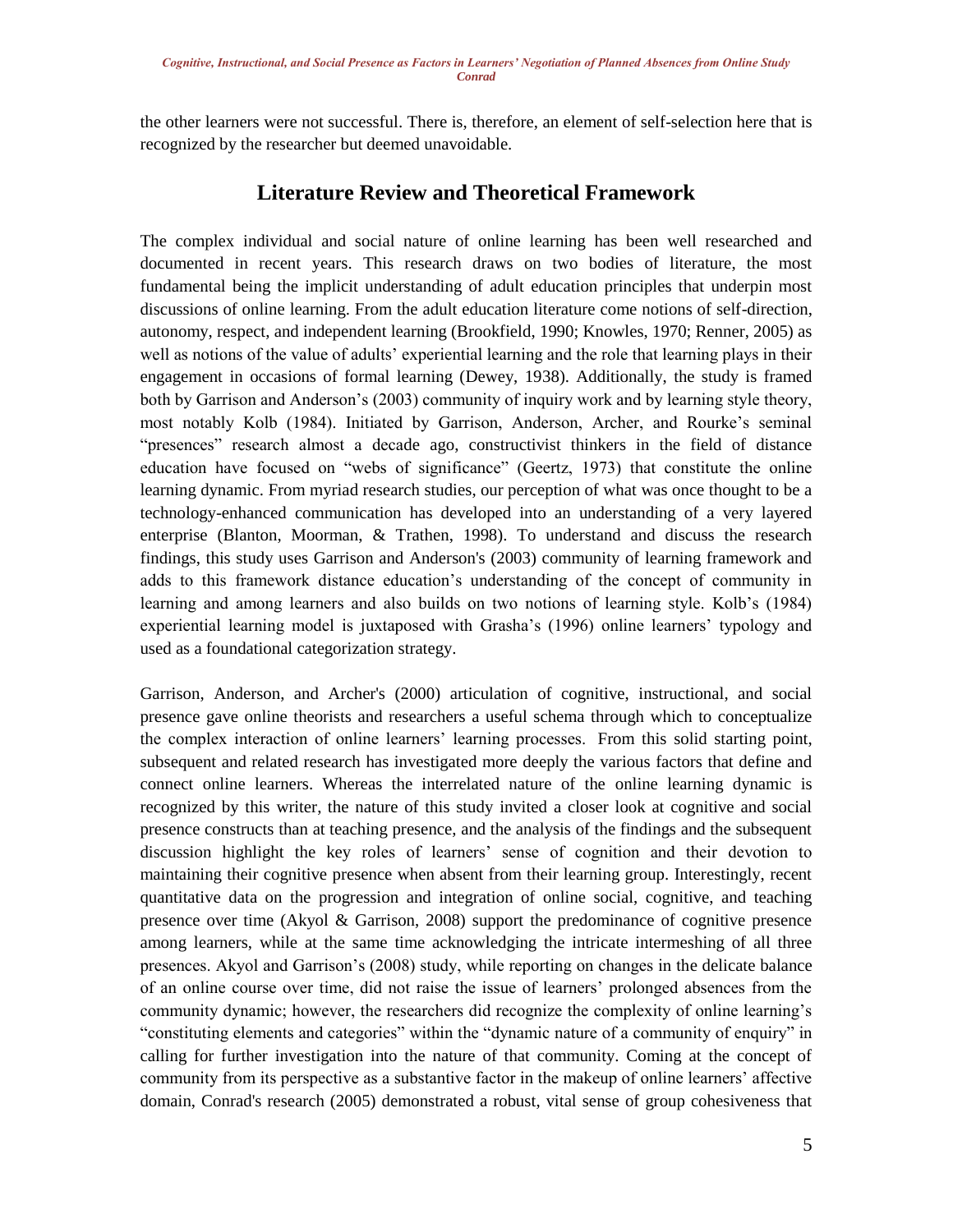the other learners were not successful. There is, therefore, an element of self-selection here that is recognized by the researcher but deemed unavoidable.

## Literature Review and Theoretical Framework

The complex individual and social nature of online learning has been well researched and documented in recent years. This research draws on two bodies of literature, the most fundamental being the implicit understanding of adult education principles that underpin most discussions of online learning. From the adult education literature come notions of self-direction, autonomy, respect, and independent learning (Brookfield, 1990; Knowles, 1970; Renner, 2005) as well as notions of the value of adults' experiential learning and the role that learning plays in their engagement in occasions of formal learning (Dewey, 1938). Additionally, the study is framed both by Garrison and Anderson's (2003) community of inquiry work and by learning style theory, most notably Kolb (1984). Initiated by Garrison, Anderson, Archer, and Rourke's seminal "presences" research almost a decade ago, constructivist thinkers in the field of distance education have focused on "webs of significance" (Geertz, 1973) that constitute the online learning dynamic. From myriad research studies, our perception of what was once thought to be a technology-enhanced communication has developed into an understanding of a very layered enterprise (Blanton, Moorman, & Trathen, 1998). To understand and discuss the research findings, this study uses Garrison and Anderson's (2003) community of learning framework and adds to this framework distance education's understanding of the concept of community in learning and among learners and also builds on two notions of learning style. Kolb's (1984) experiential learning model is juxtaposed with Grasha's (1996) online learners' typology and used as a foundational categorization strategy.

Garrison, Anderson, and Archer's (2000) articulation of cognitive, instructional, and social presence gave online theorists and researchers a useful schema through which to conceptualize the complex interaction of online learners' learning processes. From this solid starting point, subsequent and related research has investigated more deeply the various factors that define and connect online learners. Whereas the interrelated nature of the online learning dynamic is recognized by this writer, the nature of this study invited a closer look at cognitive and social presence constructs than at teaching presence, and the analysis of the findings and the subsequent discussion highlight the key roles of learners' sense of cognition and their devotion to maintaining their cognitive presence when absent from their learning group. Interestingly, recent quantitative data on the progression and integration of online social, cognitive, and teaching presence over time (Akyol & Garrison, 2008) support the predominance of cognitive presence among learners, while at the same time acknowledging the intricate intermeshing of all three presences. Akyol and Garrison's (2008) study, while reporting on changes in the delicate balance of an online course over time, did not raise the issue of learners' prolonged absences from the community dynamic; however, the researchers did recognize the complexity of online learning's "constituting elements and categories" within the "dynamic nature of a community of enquiry" in calling for further investigation into the nature of that community. Coming at the concept of community from its perspective as a substantive factor in the makeup of online learners' affective domain, Conrad's research (2005) demonstrated a robust, vital sense of group cohesiveness that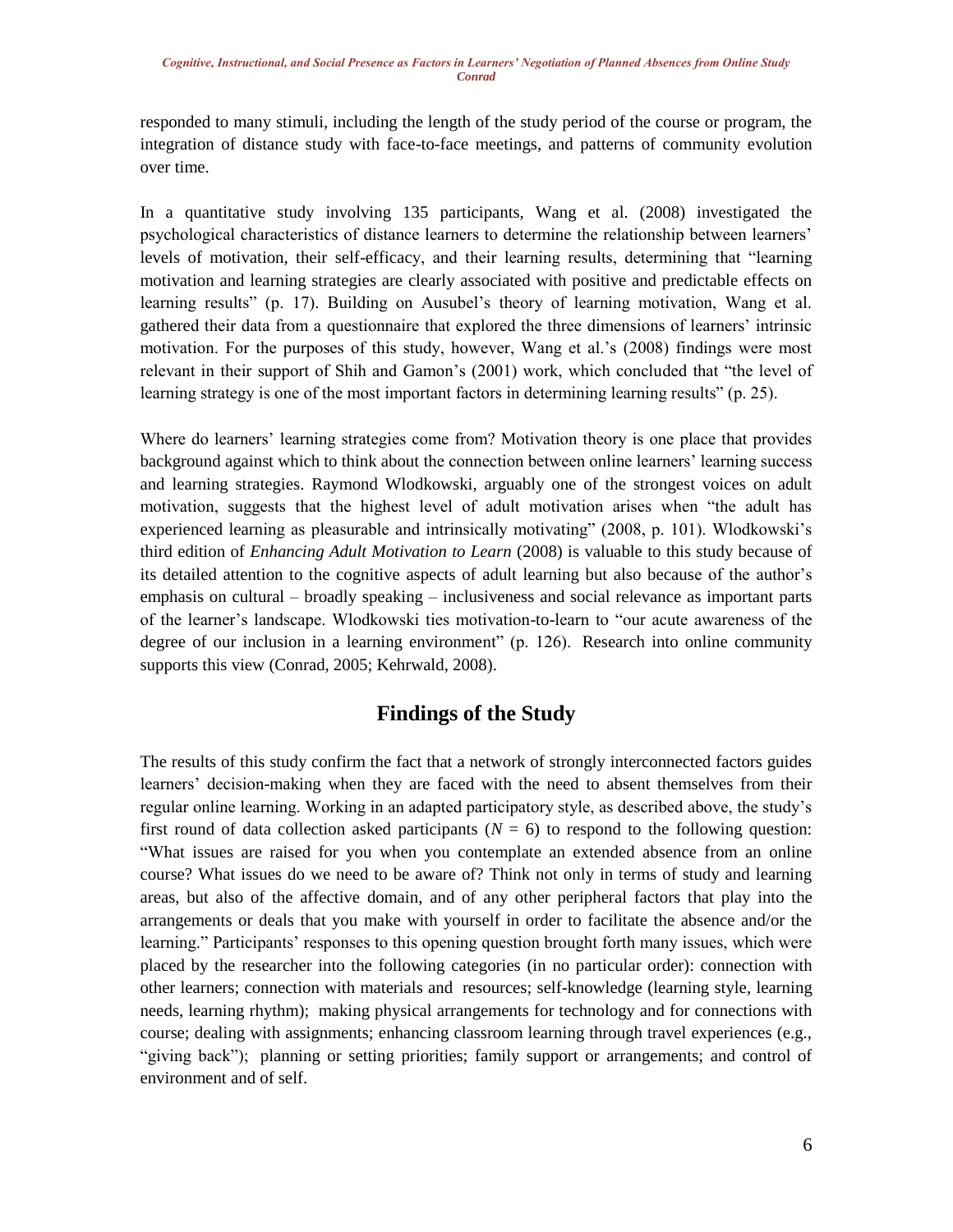responded to many stimuli, including the length of the study period of the course or program, the integration of distance study with face-to-face meetings, and patterns of community evolution over time.

In a quantitative study involving 135 participants, Wang et al. (2008) investigated the psychological characteristics of distance learners to determine the relationship between learners' levels of motivation, their self-efficacy, and their learning results, determining that "learning motivation and learning strategies are clearly associated with positive and predictable effects on learning results" (p. 17). Building on Ausubel's theory of learning motivation, Wang et al. gathered their data from a questionnaire that explored the three dimensions of learners' intrinsic motivation. For the purposes of this study, however, Wang et al.'s (2008) findings were most relevant in their support of Shih and Gamon's (2001) work, which concluded that "the level of learning strategy is one of the most important factors in determining learning results" (p. 25).

Where do learners' learning strategies come from? Motivation theory is one place that provides background against which to think about the connection between online learners' learning success and learning strategies. Raymond Wlodkowski, arguably one of the strongest voices on adult motivation, suggests that the highest level of adult motivation arises when "the adult has experienced learning as pleasurable and intrinsically motivating" (2008, p. 101). Wlodkowski's third edition of *Enhancing Adult Motivation to Learn* (2008) is valuable to this study because of its detailed attention to the cognitive aspects of adult learning but also because of the author's emphasis on cultural – broadly speaking – inclusiveness and social relevance as important parts of the learner's landscape. Wlodkowski ties motivation-to-learn to "our acute awareness of the degree of our inclusion in a learning environment" (p. 126). Research into online community supports this view (Conrad, 2005; Kehrwald, 2008).

## Findings of the Study

The results of this study confirm the fact that a network of strongly interconnected factors guides learners' decision-making when they are faced with the need to absent themselves from their regular online learning. Working in an adapted participatory style, as described above, the study's first round of data collection asked participants ($N$ = 6) to respond to the following question: "What issues are raised for you when you contemplate an extended absence from an online course? What issues do we need to be aware of? Think not only in terms of study and learning areas, but also of the affective domain, and of any other peripheral factors that play into the arrangements or deals that you make with yourself in order to facilitate the absence and/or the learning." Participants' responses to this opening question brought forth many issues, which were placed by the researcher into the following categories (in no particular order): connection with other learners; connection with materials and resources; self-knowledge (learning style, learning needs, learning rhythm); making physical arrangements for technology and for connections with course; dealing with assignments; enhancing classroom learning through travel experiences (e.g., "giving back"); planning or setting priorities; family support or arrangements; and control of environment and of self.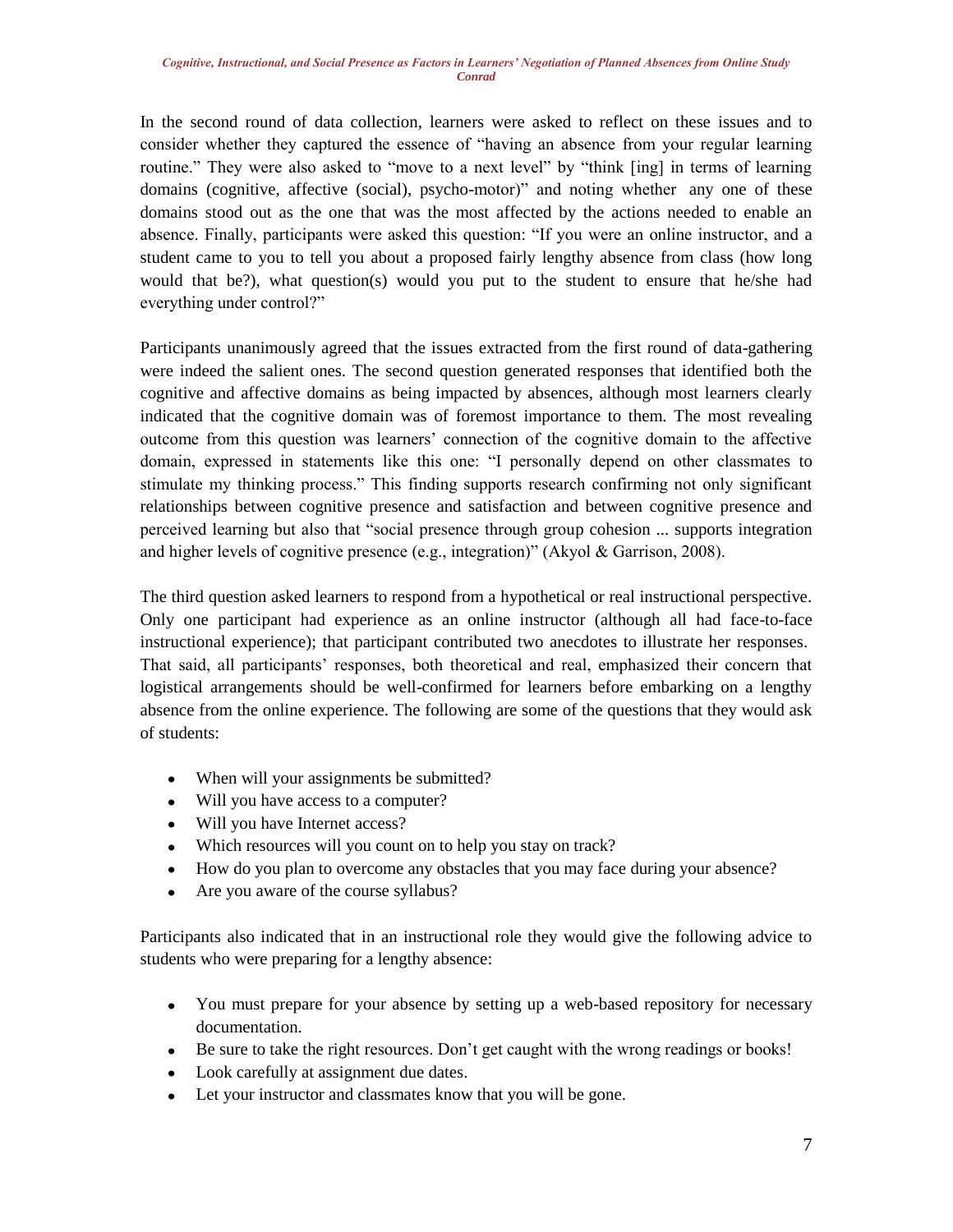In the second round of data collection, learners were asked to reflect on these issues and to consider whether they captured the essence of "having an absence from your regular learning routine." They were also asked to "move to a next level" by "think [ing] in terms of learning domains (cognitive, affective (social), psycho-motor)" and noting whether any one of these domains stood out as the one that was the most affected by the actions needed to enable an absence. Finally, participants were asked this question: "If you were an online instructor, and a student came to you to tell you about a proposed fairly lengthy absence from class (how long would that be?), what question(s) would you put to the student to ensure that he/she had everything under control?"

Participants unanimously agreed that the issues extracted from the first round of data-gathering were indeed the salient ones. The second question generated responses that identified both the cognitive and affective domains as being impacted by absences, although most learners clearly indicated that the cognitive domain was of foremost importance to them. The most revealing outcome from this question was learners' connection of the cognitive domain to the affective domain, expressed in statements like this one: "I personally depend on other classmates to stimulate my thinking process." This finding supports research confirming not only significant relationships between cognitive presence and satisfaction and between cognitive presence and perceived learning but also that "social presence through group cohesion ... supports integration and higher levels of cognitive presence (e.g., integration)" (Akyol & Garrison, 2008).

The third question asked learners to respond from a hypothetical or real instructional perspective. Only one participant had experience as an online instructor (although all had face-to-face instructional experience); that participant contributed two anecdotes to illustrate her responses. That said, all participants' responses, both theoretical and real, emphasized their concern that logistical arrangements should be well-confirmed for learners before embarking on a lengthy absence from the online experience. The following are some of the questions that they would ask of students:

- When will your assignments be submitted?
- Will you have access to a computer?
- Will you have Internet access?
- Which resources will you count on to help you stay on track?
- How do you plan to overcome any obstacles that you may face during your absence?
- Are you aware of the course syllabus?

Participants also indicated that in an instructional role they would give the following advice to students who were preparing for a lengthy absence:

- You must prepare for your absence by setting up a web-based repository for necessary documentation.
- Be sure to take the right resources. Don't get caught with the wrong readings or books!
- Look carefully at assignment due dates.
- Let your instructor and classmates know that you will be gone.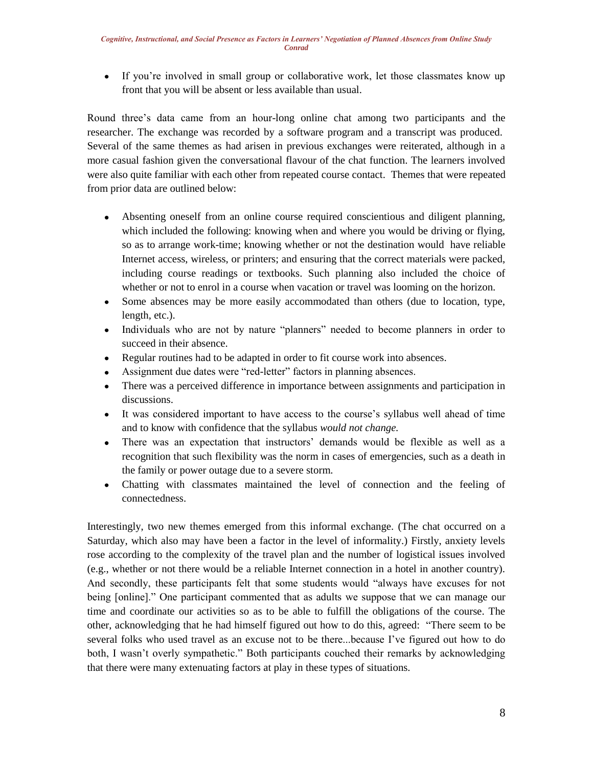- If you're involved in small group or collaborative work, let those classmates know up front that you will be absent or less available than usual.

Round three's data came from an hour-long online chat among two participants and the researcher. The exchange was recorded by a software program and a transcript was produced. Several of the same themes as had arisen in previous exchanges were reiterated, although in a more casual fashion given the conversational flavour of the chat function. The learners involved were also quite familiar with each other from repeated course contact. Themes that were repeated from prior data are outlined below:

- Absenting oneself from an online course required conscientious and diligent planning, which included the following: knowing when and where you would be driving or flying, so as to arrange work-time; knowing whether or not the destination would have reliable Internet access, wireless, or printers; and ensuring that the correct materials were packed, including course readings or textbooks. Such planning also included the choice of whether or not to enrol in a course when vacation or travel was looming on the horizon.
- Some absences may be more easily accommodated than others (due to location, type, length, etc.).
- Individuals who are not by nature "planners" needed to become planners in order to succeed in their absence.
- Regular routines had to be adapted in order to fit course work into absences.
- Assignment due dates were "red-letter" factors in planning absences.
- There was a perceived difference in importance between assignments and participation in discussions.
- It was considered important to have access to the course's syllabus well ahead of time and to know with confidence that the syllabus *would not change.*
- There was an expectation that instructors' demands would be flexible as well as a recognition that such flexibility was the norm in cases of emergencies, such as a death in the family or power outage due to a severe storm.
- Chatting with classmates maintained the level of connection and the feeling of connectedness.

Interestingly, two new themes emerged from this informal exchange. (The chat occurred on a Saturday, which also may have been a factor in the level of informality.) Firstly, anxiety levels rose according to the complexity of the travel plan and the number of logistical issues involved (e.g., whether or not there would be a reliable Internet connection in a hotel in another country). And secondly, these participants felt that some students would "always have excuses for not being [online]." One participant commented that as adults we suppose that we can manage our time and coordinate our activities so as to be able to fulfill the obligations of the course. The other, acknowledging that he had himself figured out how to do this, agreed: "There seem to be several folks who used travel as an excuse not to be there...because I've figured out how to do both, I wasn't overly sympathetic." Both participants couched their remarks by acknowledging that there were many extenuating factors at play in these types of situations.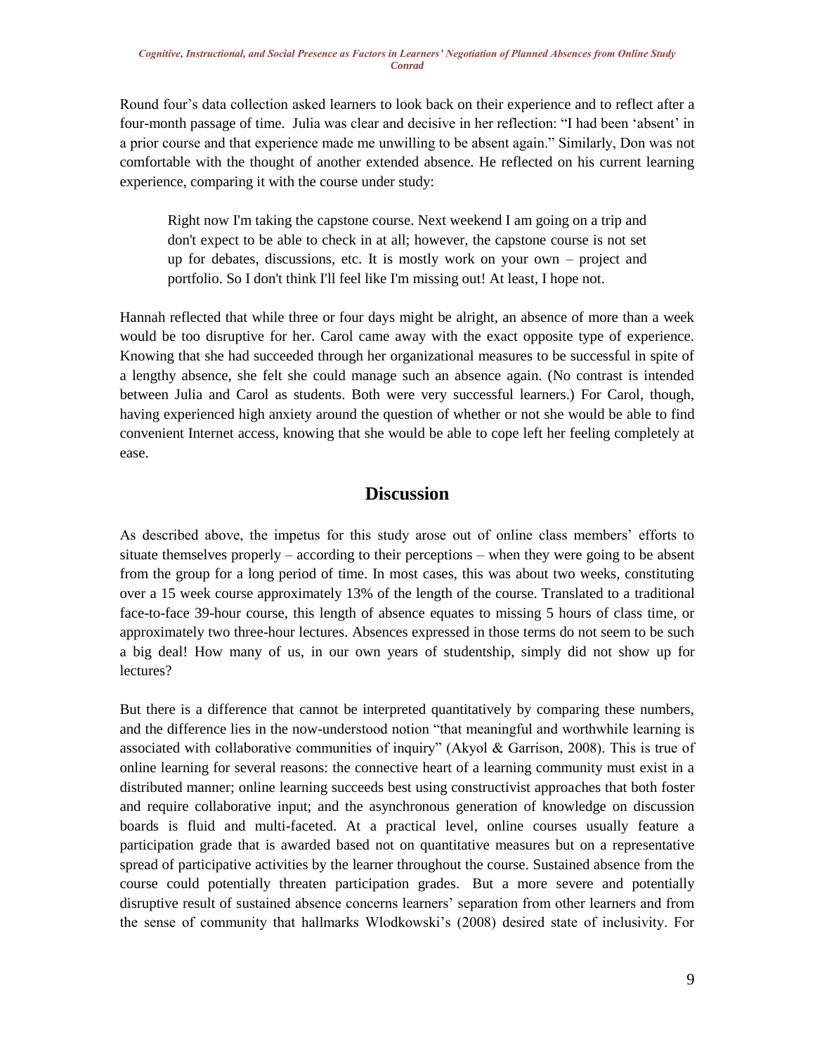Round four's data collection asked learners to look back on their experience and to reflect after a four-month passage of time. Julia was clear and decisive in her reflection: "I had been 'absent' in a prior course and that experience made me unwilling to be absent again." Similarly, Don was not comfortable with the thought of another extended absence. He reflected on his current learning experience, comparing it with the course under study:

> Right now I'm taking the capstone course. Next weekend I am going on a trip and don't expect to be able to check in at all; however, the capstone course is not set up for debates, discussions, etc. It is mostly work on your own – project and portfolio. So I don't think I'll feel like I'm missing out! At least, I hope not.

Hannah reflected that while three or four days might be alright, an absence of more than a week would be too disruptive for her. Carol came away with the exact opposite type of experience. Knowing that she had succeeded through her organizational measures to be successful in spite of a lengthy absence, she felt she could manage such an absence again. (No contrast is intended between Julia and Carol as students. Both were very successful learners.) For Carol, though, having experienced high anxiety around the question of whether or not she would be able to find convenient Internet access, knowing that she would be able to cope left her feeling completely at ease.

## Discussion

As described above, the impetus for this study arose out of online class members' efforts to situate themselves properly – according to their perceptions – when they were going to be absent from the group for a long period of time. In most cases, this was about two weeks, constituting over a 15 week course approximately 13% of the length of the course. Translated to a traditional face-to-face 39-hour course, this length of absence equates to missing 5 hours of class time, or approximately two three-hour lectures. Absences expressed in those terms do not seem to be such a big deal! How many of us, in our own years of studentship, simply did not show up for lectures?

But there is a difference that cannot be interpreted quantitatively by comparing these numbers, and the difference lies in the now-understood notion "that meaningful and worthwhile learning is associated with collaborative communities of inquiry" (Akyol & Garrison, 2008). This is true of online learning for several reasons: the connective heart of a learning community must exist in a distributed manner; online learning succeeds best using constructivist approaches that both foster and require collaborative input; and the asynchronous generation of knowledge on discussion boards is fluid and multi-faceted. At a practical level, online courses usually feature a participation grade that is awarded based not on quantitative measures but on a representative spread of participative activities by the learner throughout the course. Sustained absence from the course could potentially threaten participation grades. But a more severe and potentially disruptive result of sustained absence concerns learners' separation from other learners and from the sense of community that hallmarks Wlodkowski's (2008) desired state of inclusivity. For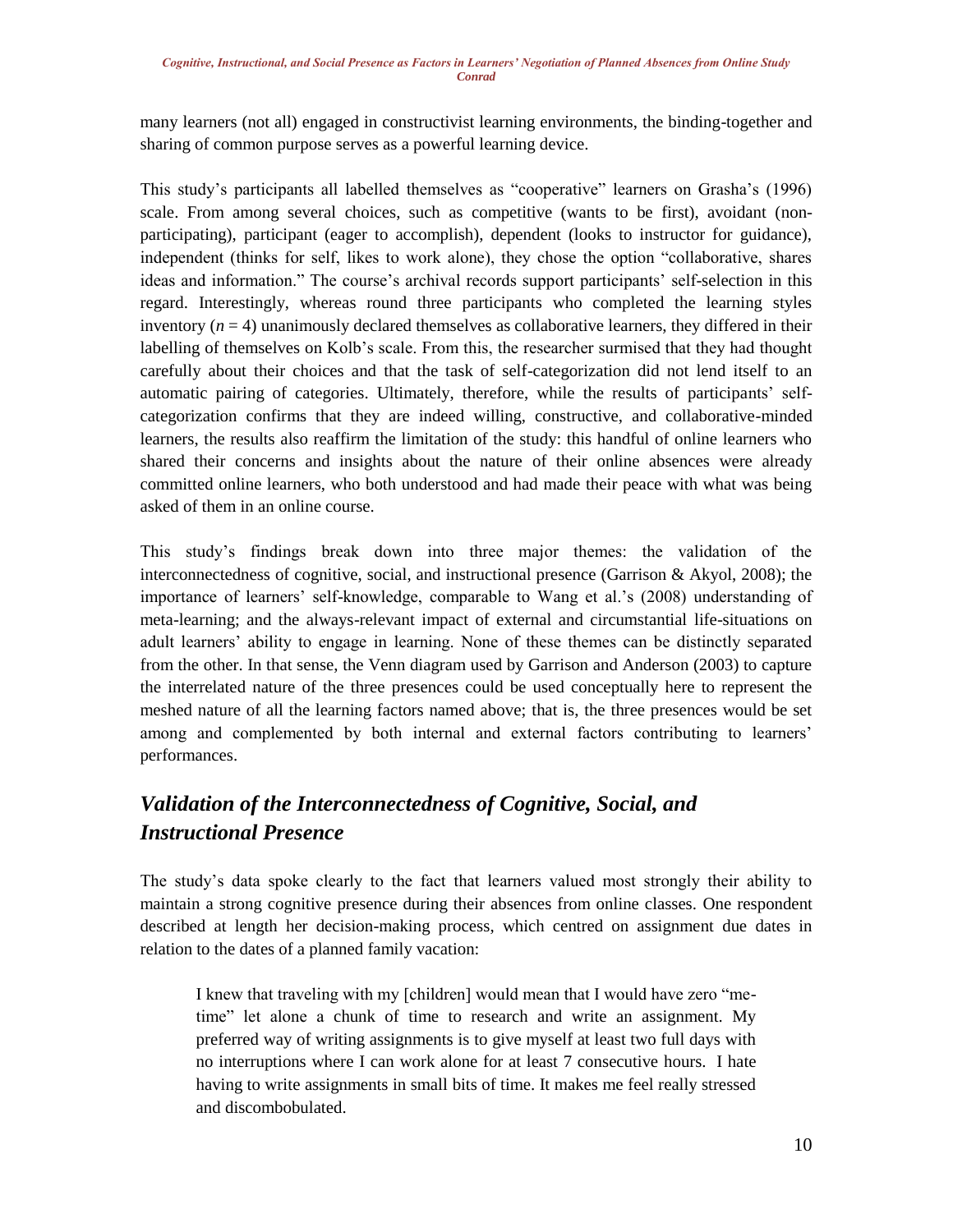many learners (not all) engaged in constructivist learning environments, the binding-together and sharing of common purpose serves as a powerful learning device.

This study's participants all labelled themselves as "cooperative" learners on Grasha's (1996) scale. From among several choices, such as competitive (wants to be first), avoidant (non-participating), participant (eager to accomplish), dependent (looks to instructor for guidance), independent (thinks for self, likes to work alone), they chose the option "collaborative, shares ideas and information." The course's archival records support participants' self-selection in this regard. Interestingly, whereas round three participants who completed the learning styles inventory ($n = 4$) unanimously declared themselves as collaborative learners, they differed in their labelling of themselves on Kolb's scale. From this, the researcher surmised that they had thought carefully about their choices and that the task of self-categorization did not lend itself to an automatic pairing of categories. Ultimately, therefore, while the results of participants' self-categorization confirms that they are indeed willing, constructive, and collaborative-minded learners, the results also reaffirm the limitation of the study: this handful of online learners who shared their concerns and insights about the nature of their online absences were already committed online learners, who both understood and had made their peace with what was being asked of them in an online course.

This study's findings break down into three major themes: the validation of the interconnectedness of cognitive, social, and instructional presence (Garrison & Akyol, 2008); the importance of learners' self-knowledge, comparable to Wang et al.'s (2008) understanding of meta-learning; and the always-relevant impact of external and circumstantial life-situations on adult learners' ability to engage in learning. None of these themes can be distinctly separated from the other. In that sense, the Venn diagram used by Garrison and Anderson (2003) to capture the interrelated nature of the three presences could be used conceptually here to represent the meshed nature of all the learning factors named above; that is, the three presences would be set among and complemented by both internal and external factors contributing to learners' performances.

## *Validation of the Interconnectedness of Cognitive, Social, and Instructional Presence*

The study's data spoke clearly to the fact that learners valued most strongly their ability to maintain a strong cognitive presence during their absences from online classes. One respondent described at length her decision-making process, which centred on assignment due dates in relation to the dates of a planned family vacation:

> I knew that traveling with my [children] would mean that I would have zero "me-time" let alone a chunk of time to research and write an assignment. My preferred way of writing assignments is to give myself at least two full days with no interruptions where I can work alone for at least 7 consecutive hours. I hate having to write assignments in small bits of time. It makes me feel really stressed and discombobulated.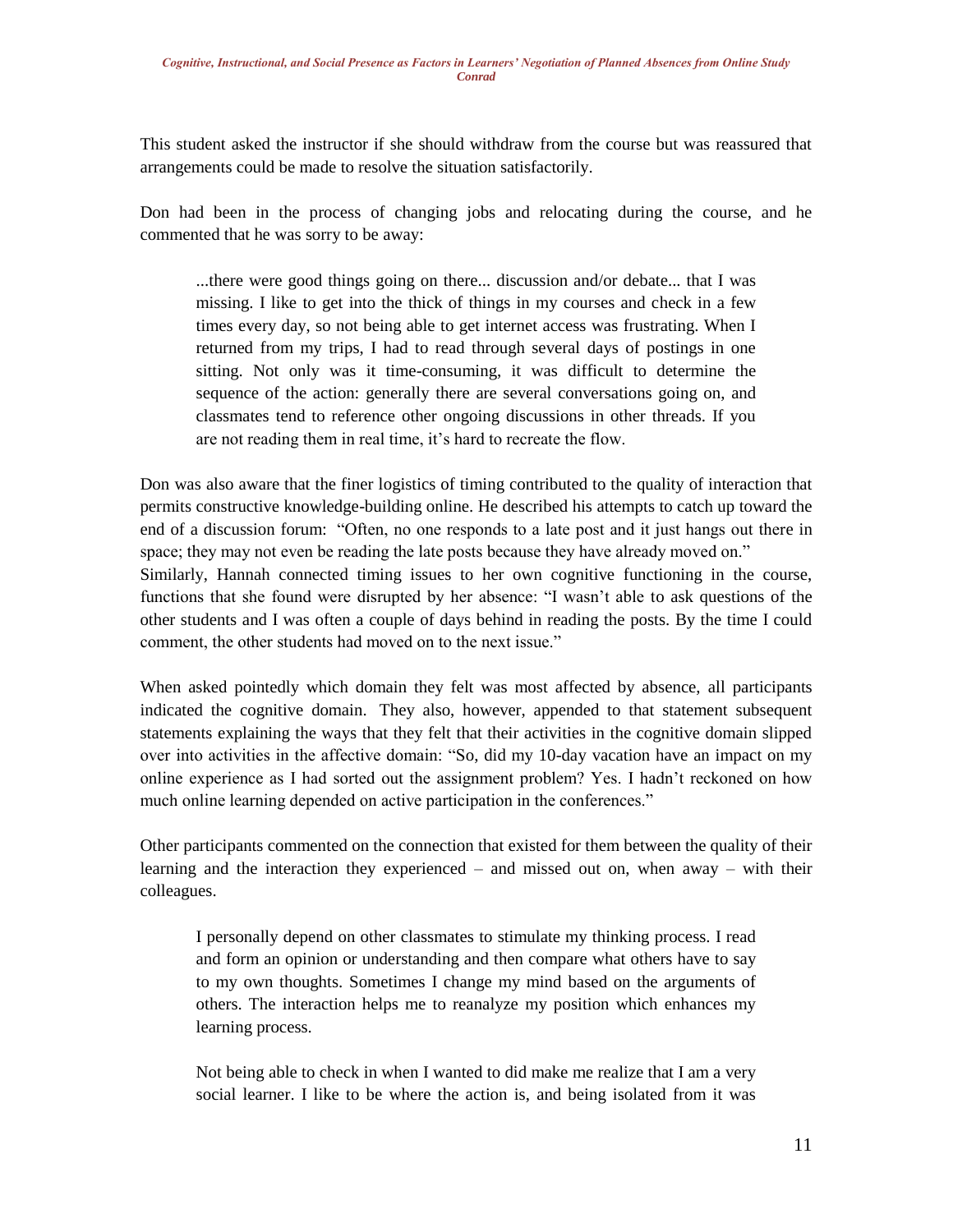This student asked the instructor if she should withdraw from the course but was reassured that arrangements could be made to resolve the situation satisfactorily.

Don had been in the process of changing jobs and relocating during the course, and he commented that he was sorry to be away:

> ...there were good things going on there... discussion and/or debate... that I was missing. I like to get into the thick of things in my courses and check in a few times every day, so not being able to get internet access was frustrating. When I returned from my trips, I had to read through several days of postings in one sitting. Not only was it time-consuming, it was difficult to determine the sequence of the action: generally there are several conversations going on, and classmates tend to reference other ongoing discussions in other threads. If you are not reading them in real time, it's hard to recreate the flow.

Don was also aware that the finer logistics of timing contributed to the quality of interaction that permits constructive knowledge-building online. He described his attempts to catch up toward the end of a discussion forum: "Often, no one responds to a late post and it just hangs out there in space; they may not even be reading the late posts because they have already moved on."
Similarly, Hannah connected timing issues to her own cognitive functioning in the course, functions that she found were disrupted by her absence: "I wasn't able to ask questions of the other students and I was often a couple of days behind in reading the posts. By the time I could comment, the other students had moved on to the next issue."

When asked pointedly which domain they felt was most affected by absence, all participants indicated the cognitive domain. They also, however, appended to that statement subsequent statements explaining the ways that they felt that their activities in the cognitive domain slipped over into activities in the affective domain: "So, did my 10-day vacation have an impact on my online experience as I had sorted out the assignment problem? Yes. I hadn't reckoned on how much online learning depended on active participation in the conferences."

Other participants commented on the connection that existed for them between the quality of their learning and the interaction they experienced – and missed out on, when away – with their colleagues.

> I personally depend on other classmates to stimulate my thinking process. I read and form an opinion or understanding and then compare what others have to say to my own thoughts. Sometimes I change my mind based on the arguments of others. The interaction helps me to reanalyze my position which enhances my learning process.

> Not being able to check in when I wanted to did make me realize that I am a very social learner. I like to be where the action is, and being isolated from it was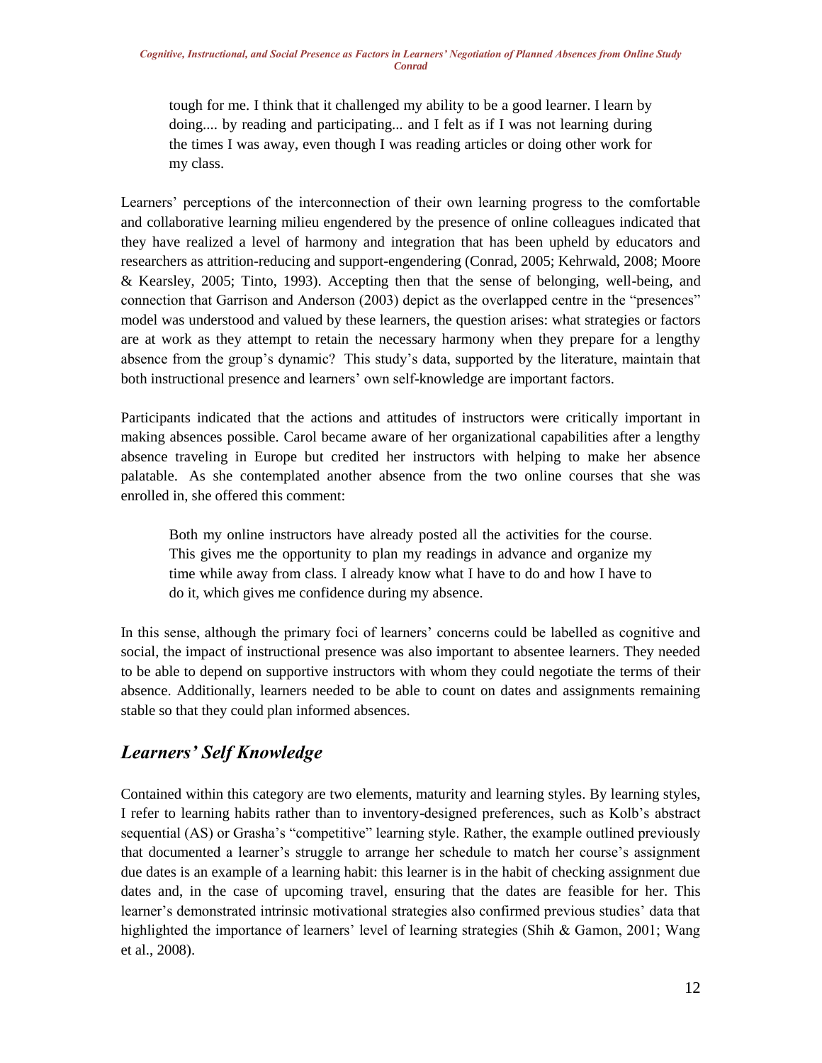> tough for me. I think that it challenged my ability to be a good learner. I learn by doing.... by reading and participating... and I felt as if I was not learning during the times I was away, even though I was reading articles or doing other work for my class.

Learners' perceptions of the interconnection of their own learning progress to the comfortable and collaborative learning milieu engendered by the presence of online colleagues indicated that they have realized a level of harmony and integration that has been upheld by educators and researchers as attrition-reducing and support-engendering (Conrad, 2005; Kehrwald, 2008; Moore & Kearsley, 2005; Tinto, 1993). Accepting then that the sense of belonging, well-being, and connection that Garrison and Anderson (2003) depict as the overlapped centre in the "presences" model was understood and valued by these learners, the question arises: what strategies or factors are at work as they attempt to retain the necessary harmony when they prepare for a lengthy absence from the group's dynamic? This study's data, supported by the literature, maintain that both instructional presence and learners' own self-knowledge are important factors.

Participants indicated that the actions and attitudes of instructors were critically important in making absences possible. Carol became aware of her organizational capabilities after a lengthy absence traveling in Europe but credited her instructors with helping to make her absence palatable. As she contemplated another absence from the two online courses that she was enrolled in, she offered this comment:

> Both my online instructors have already posted all the activities for the course. This gives me the opportunity to plan my readings in advance and organize my time while away from class. I already know what I have to do and how I have to do it, which gives me confidence during my absence.

In this sense, although the primary foci of learners' concerns could be labelled as cognitive and social, the impact of instructional presence was also important to absentee learners. They needed to be able to depend on supportive instructors with whom they could negotiate the terms of their absence. Additionally, learners needed to be able to count on dates and assignments remaining stable so that they could plan informed absences.

## *Learners' Self Knowledge*

Contained within this category are two elements, maturity and learning styles. By learning styles, I refer to learning habits rather than to inventory-designed preferences, such as Kolb's abstract sequential (AS) or Grasha's "competitive" learning style. Rather, the example outlined previously that documented a learner's struggle to arrange her schedule to match her course's assignment due dates is an example of a learning habit: this learner is in the habit of checking assignment due dates and, in the case of upcoming travel, ensuring that the dates are feasible for her. This learner's demonstrated intrinsic motivational strategies also confirmed previous studies' data that highlighted the importance of learners' level of learning strategies (Shih & Gamon, 2001; Wang et al., 2008).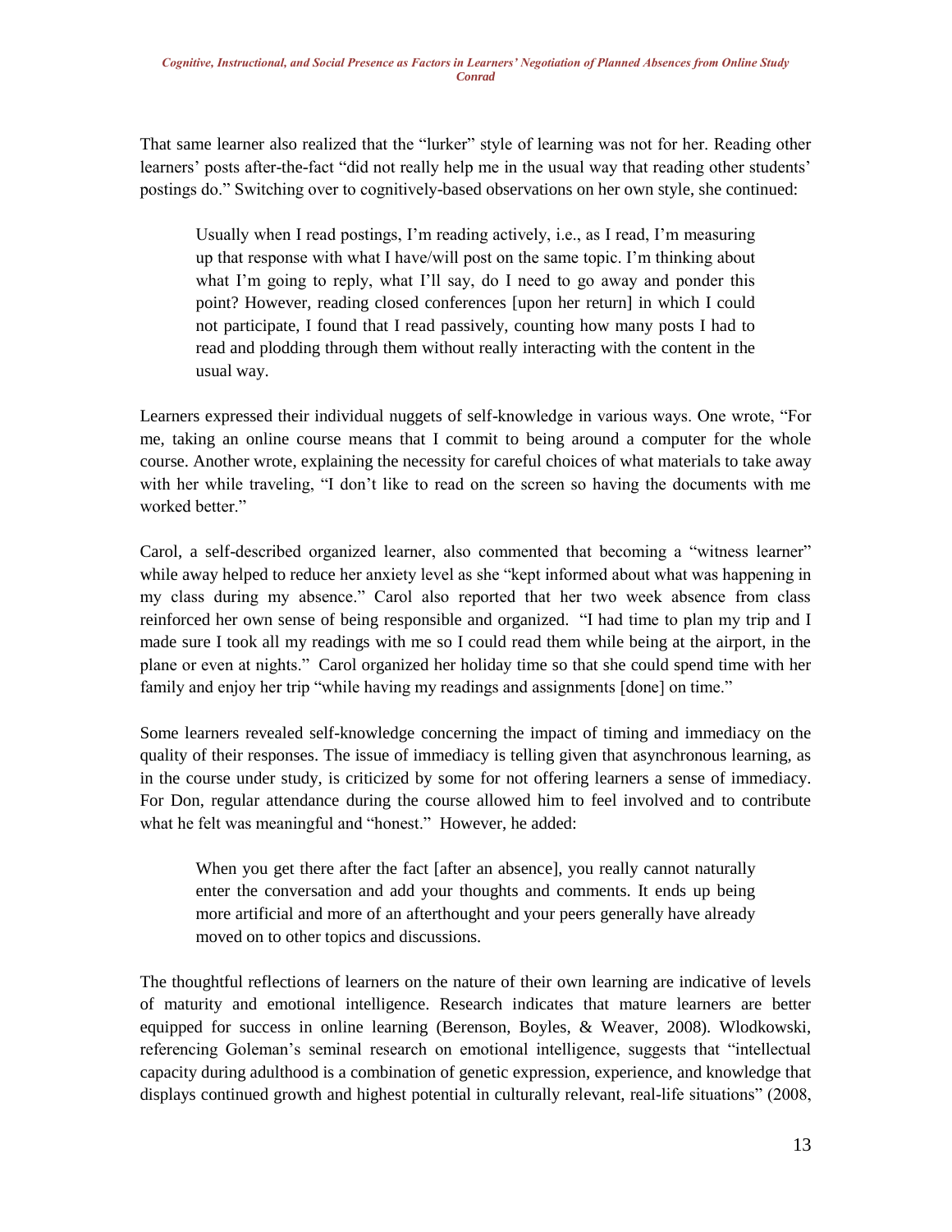That same learner also realized that the "lurker" style of learning was not for her. Reading other learners' posts after-the-fact "did not really help me in the usual way that reading other students' postings do." Switching over to cognitively-based observations on her own style, she continued:

> Usually when I read postings, I'm reading actively, i.e., as I read, I'm measuring up that response with what I have/will post on the same topic. I'm thinking about what I'm going to reply, what I'll say, do I need to go away and ponder this point? However, reading closed conferences [upon her return] in which I could not participate, I found that I read passively, counting how many posts I had to read and plodding through them without really interacting with the content in the usual way.

Learners expressed their individual nuggets of self-knowledge in various ways. One wrote, "For me, taking an online course means that I commit to being around a computer for the whole course. Another wrote, explaining the necessity for careful choices of what materials to take away with her while traveling, "I don't like to read on the screen so having the documents with me worked better."

Carol, a self-described organized learner, also commented that becoming a "witness learner" while away helped to reduce her anxiety level as she "kept informed about what was happening in my class during my absence." Carol also reported that her two week absence from class reinforced her own sense of being responsible and organized. "I had time to plan my trip and I made sure I took all my readings with me so I could read them while being at the airport, in the plane or even at nights." Carol organized her holiday time so that she could spend time with her family and enjoy her trip "while having my readings and assignments [done] on time."

Some learners revealed self-knowledge concerning the impact of timing and immediacy on the quality of their responses. The issue of immediacy is telling given that asynchronous learning, as in the course under study, is criticized by some for not offering learners a sense of immediacy. For Don, regular attendance during the course allowed him to feel involved and to contribute what he felt was meaningful and "honest." However, he added:

> When you get there after the fact [after an absence], you really cannot naturally enter the conversation and add your thoughts and comments. It ends up being more artificial and more of an afterthought and your peers generally have already moved on to other topics and discussions.

The thoughtful reflections of learners on the nature of their own learning are indicative of levels of maturity and emotional intelligence. Research indicates that mature learners are better equipped for success in online learning (Berenson, Boyles, & Weaver, 2008). Wlodkowski, referencing Goleman's seminal research on emotional intelligence, suggests that "intellectual capacity during adulthood is a combination of genetic expression, experience, and knowledge that displays continued growth and highest potential in culturally relevant, real-life situations" (2008,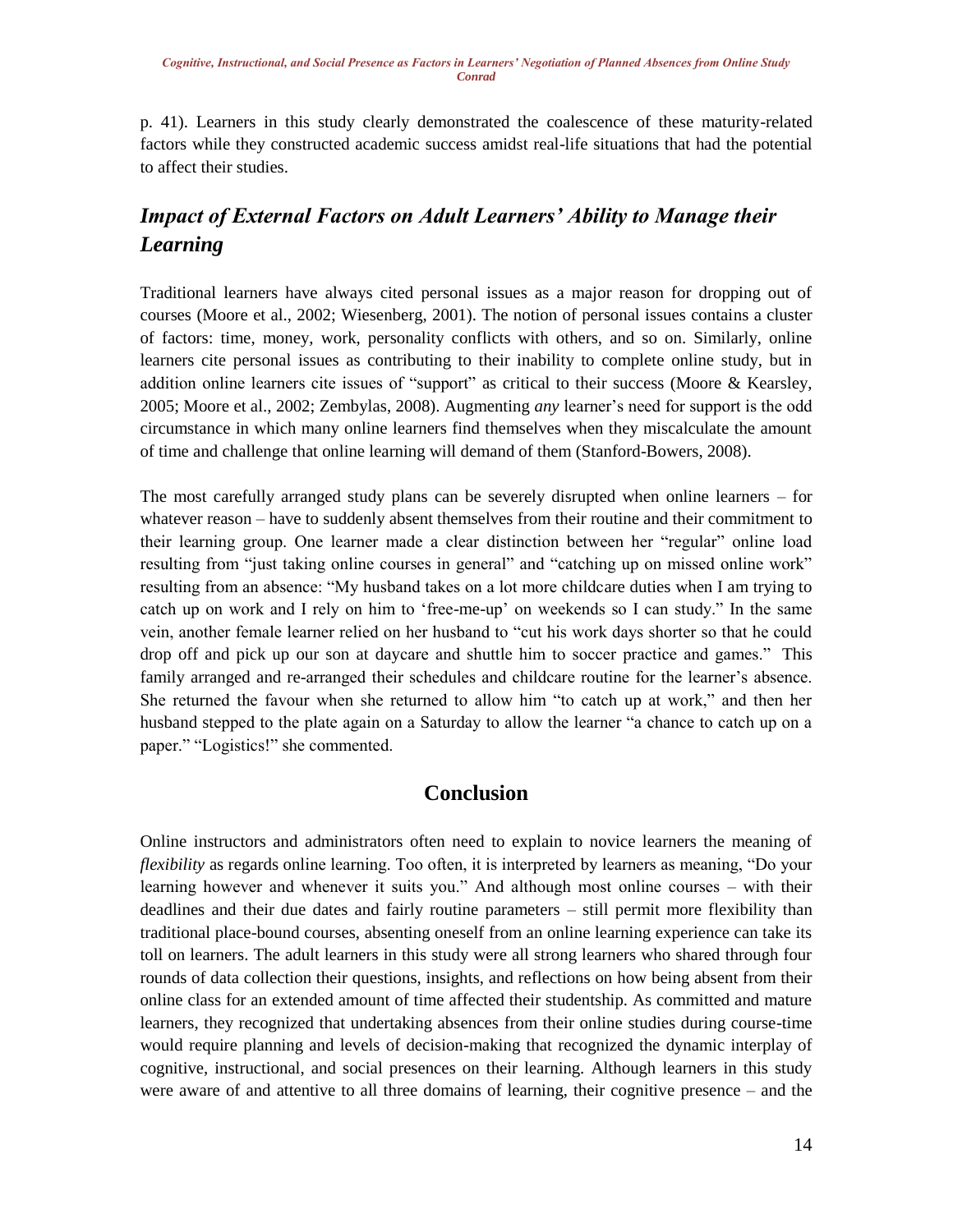p. 41). Learners in this study clearly demonstrated the coalescence of these maturity-related factors while they constructed academic success amidst real-life situations that had the potential to affect their studies.

## *Impact of External Factors on Adult Learners' Ability to Manage their Learning*

Traditional learners have always cited personal issues as a major reason for dropping out of courses (Moore et al., 2002; Wiesenberg, 2001). The notion of personal issues contains a cluster of factors: time, money, work, personality conflicts with others, and so on. Similarly, online learners cite personal issues as contributing to their inability to complete online study, but in addition online learners cite issues of "support" as critical to their success (Moore & Kearsley, 2005; Moore et al., 2002; Zembylas, 2008). Augmenting *any* learner's need for support is the odd circumstance in which many online learners find themselves when they miscalculate the amount of time and challenge that online learning will demand of them (Stanford-Bowers, 2008).

The most carefully arranged study plans can be severely disrupted when online learners – for whatever reason – have to suddenly absent themselves from their routine and their commitment to their learning group. One learner made a clear distinction between her "regular" online load resulting from "just taking online courses in general" and "catching up on missed online work" resulting from an absence: "My husband takes on a lot more childcare duties when I am trying to catch up on work and I rely on him to 'free-me-up' on weekends so I can study." In the same vein, another female learner relied on her husband to "cut his work days shorter so that he could drop off and pick up our son at daycare and shuttle him to soccer practice and games." This family arranged and re-arranged their schedules and childcare routine for the learner's absence. She returned the favour when she returned to allow him "to catch up at work," and then her husband stepped to the plate again on a Saturday to allow the learner "a chance to catch up on a paper." "Logistics!" she commented.

# Conclusion

Online instructors and administrators often need to explain to novice learners the meaning of *flexibility* as regards online learning. Too often, it is interpreted by learners as meaning, "Do your learning however and whenever it suits you." And although most online courses – with their deadlines and their due dates and fairly routine parameters – still permit more flexibility than traditional place-bound courses, absenting oneself from an online learning experience can take its toll on learners. The adult learners in this study were all strong learners who shared through four rounds of data collection their questions, insights, and reflections on how being absent from their online class for an extended amount of time affected their studentship. As committed and mature learners, they recognized that undertaking absences from their online studies during course-time would require planning and levels of decision-making that recognized the dynamic interplay of cognitive, instructional, and social presences on their learning. Although learners in this study were aware of and attentive to all three domains of learning, their cognitive presence – and the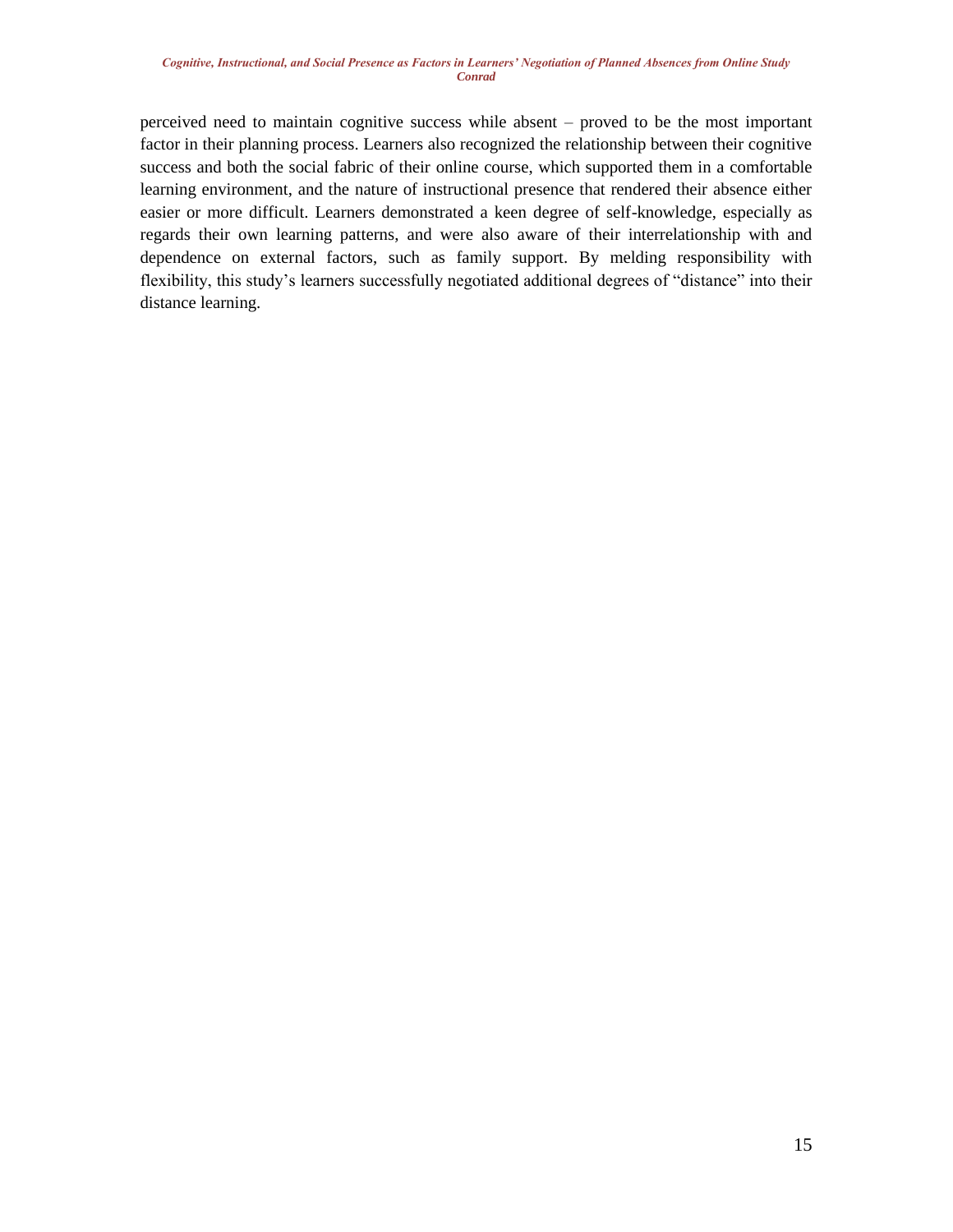perceived need to maintain cognitive success while absent – proved to be the most important factor in their planning process. Learners also recognized the relationship between their cognitive success and both the social fabric of their online course, which supported them in a comfortable learning environment, and the nature of instructional presence that rendered their absence either easier or more difficult. Learners demonstrated a keen degree of self-knowledge, especially as regards their own learning patterns, and were also aware of their interrelationship with and dependence on external factors, such as family support. By melding responsibility with flexibility, this study's learners successfully negotiated additional degrees of "distance" into their distance learning.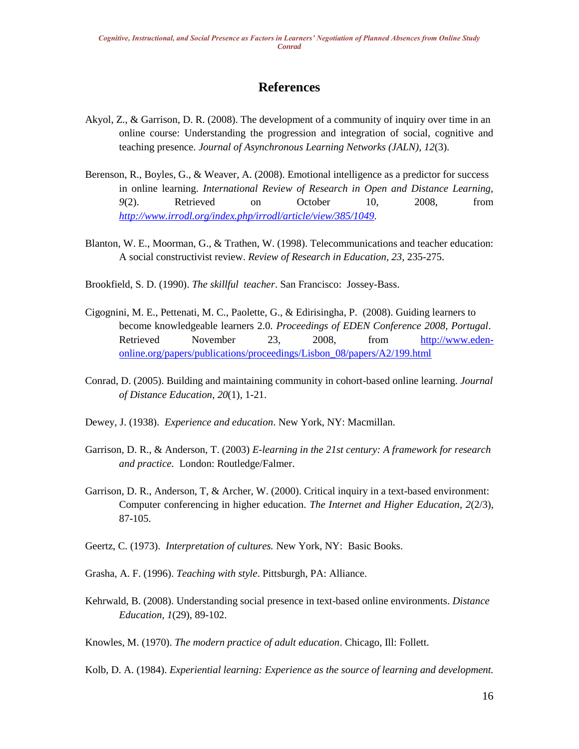# References

Akyol, Z., & Garrison, D. R. (2008). The development of a community of inquiry over time in an online course: Understanding the progression and integration of social, cognitive and teaching presence. *Journal of Asynchronous Learning Networks (JALN)*, *12*(3).

Berenson, R., Boyles, G., & Weaver, A. (2008). Emotional intelligence as a predictor for success in online learning. *International Review of Research in Open and Distance Learning*, *9*(2). Retrieved on October 10, 2008, from *http://www.irrodl.org/index.php/irrodl/article/view/385/1049*.

Blanton, W. E., Moorman, G., & Trathen, W. (1998). Telecommunications and teacher education: A social constructivist review. *Review of Research in Education, 23,* 235-275.

Brookfield, S. D. (1990). *The skillful teacher*. San Francisco: Jossey-Bass.

Cigognini, M. E., Pettenati, M. C., Paolette, G., & Edirisingha, P. (2008). Guiding learners to become knowledgeable learners 2.0. *Proceedings of EDEN Conference 2008, Portugal*. Retrieved November 23, 2008, from http://www.eden-online.org/papers/publications/proceedings/Lisbon_08/papers/A2/199.html

Conrad, D. (2005). Building and maintaining community in cohort-based online learning. *Journal of Distance Education*, *20*(1), 1-21.

Dewey, J. (1938). *Experience and education*. New York, NY: Macmillan.

Garrison, D. R., & Anderson, T. (2003) *E-learning in the 21st century: A framework for research and practice.* London: Routledge/Falmer.

Garrison, D. R., Anderson, T, & Archer, W. (2000). Critical inquiry in a text-based environment: Computer conferencing in higher education. *The Internet and Higher Education*, *2*(2/3), 87-105.

Geertz, C. (1973). *Interpretation of cultures.* New York, NY: Basic Books.

Grasha, A. F. (1996). *Teaching with style*. Pittsburgh, PA: Alliance.

Kehrwald, B. (2008). Understanding social presence in text-based online environments. *Distance Education, 1*(29), 89-102.

Knowles, M. (1970). *The modern practice of adult education*. Chicago, Ill: Follett.

Kolb, D. A. (1984). *Experiential learning: Experience as the source of learning and development.*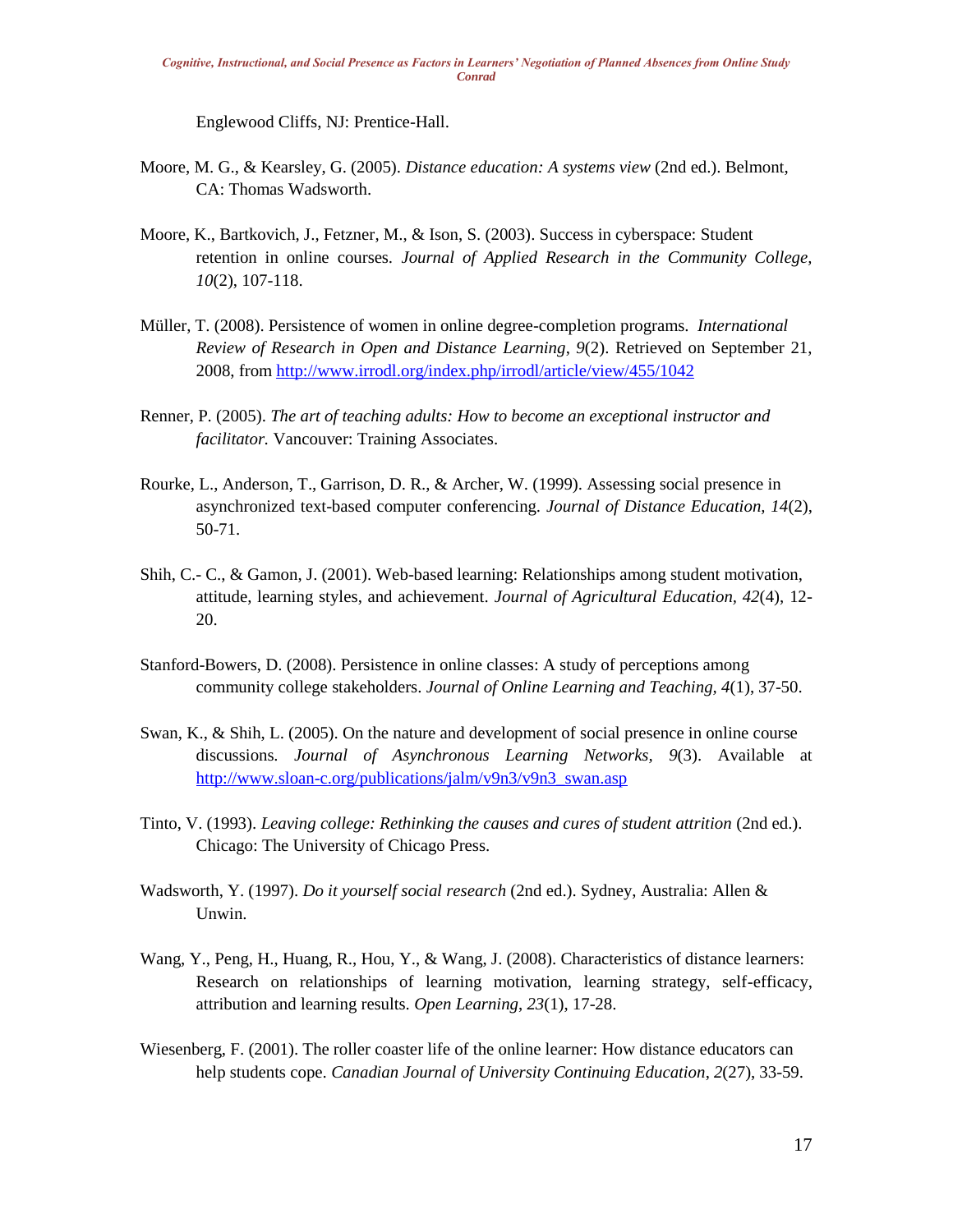Englewood Cliffs, NJ: Prentice-Hall.

Moore, M. G., & Kearsley, G. (2005). *Distance education: A systems view* (2nd ed.). Belmont, CA: Thomas Wadsworth.

Moore, K., Bartkovich, J., Fetzner, M., & Ison, S. (2003). Success in cyberspace: Student retention in online courses. *Journal of Applied Research in the Community College, 10*(2), 107-118.

Müller, T. (2008). Persistence of women in online degree-completion programs. *International Review of Research in Open and Distance Learning*, *9*(2). Retrieved on September 21, 2008, from http://www.irrodl.org/index.php/irrodl/article/view/455/1042

Renner, P. (2005). *The art of teaching adults: How to become an exceptional instructor and facilitator.* Vancouver: Training Associates.

Rourke, L., Anderson, T., Garrison, D. R., & Archer, W. (1999). Assessing social presence in asynchronized text-based computer conferencing. *Journal of Distance Education, 14*(2), 50-71.

Shih, C.- C., & Gamon, J. (2001). Web-based learning: Relationships among student motivation, attitude, learning styles, and achievement. *Journal of Agricultural Education, 42*(4), 12-20.

Stanford-Bowers, D. (2008). Persistence in online classes: A study of perceptions among community college stakeholders. *Journal of Online Learning and Teaching, 4*(1), 37-50.

Swan, K., & Shih, L. (2005). On the nature and development of social presence in online course discussions. *Journal of Asynchronous Learning Networks, 9*(3). Available at http://www.sloan-c.org/publications/jalm/v9n3/v9n3_swan.asp

Tinto, V. (1993). *Leaving college: Rethinking the causes and cures of student attrition* (2nd ed.). Chicago: The University of Chicago Press.

Wadsworth, Y. (1997). *Do it yourself social research* (2nd ed.). Sydney, Australia: Allen & Unwin.

Wang, Y., Peng, H., Huang, R., Hou, Y., & Wang, J. (2008). Characteristics of distance learners: Research on relationships of learning motivation, learning strategy, self-efficacy, attribution and learning results. *Open Learning*, *23*(1), 17-28.

Wiesenberg, F. (2001). The roller coaster life of the online learner: How distance educators can help students cope. *Canadian Journal of University Continuing Education*, *2*(27), 33-59.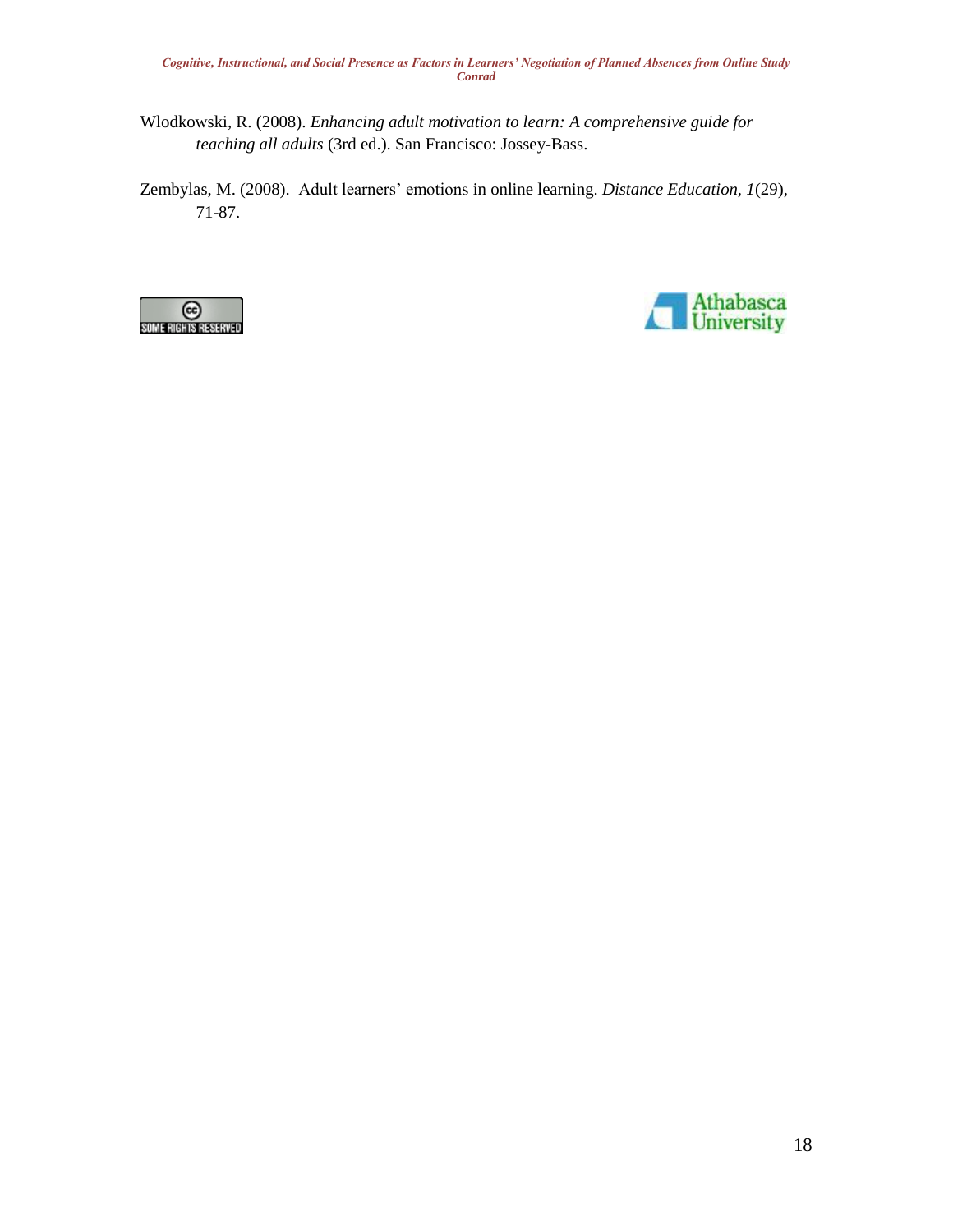Wlodkowski, R. (2008). *Enhancing adult motivation to learn: A comprehensive guide for teaching all adults* (3rd ed.). San Francisco: Jossey-Bass.

Zembylas, M. (2008). Adult learners' emotions in online learning. *Distance Education, 1*(29), 71-87.